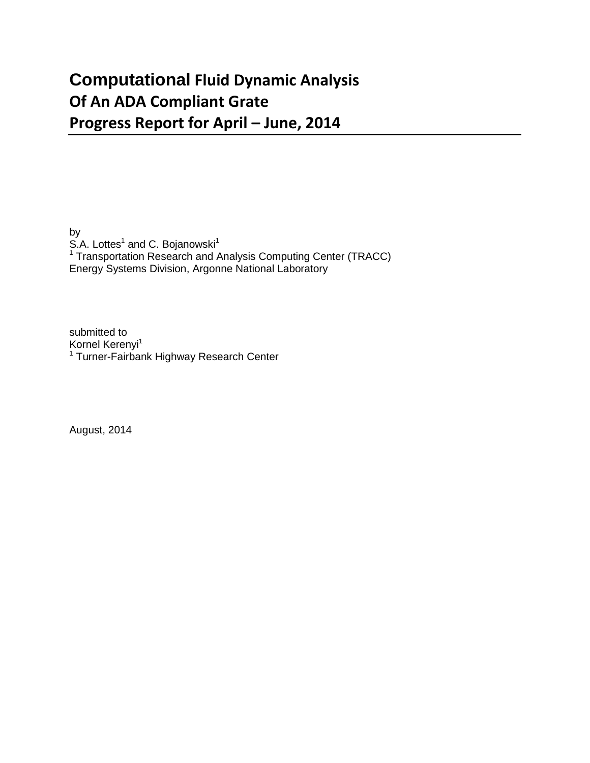# Computational Fluid Dynamic Analysis Of An ADA Compliant Grate Progress Report for April – June, 2014

by
S.A. Lottes[1] and C. Bojanowski[1]
[1] Transportation Research and Analysis Computing Center (TRACC)
Energy Systems Division, Argonne National Laboratory

submitted to
Kornel Kerenyi[1]
[1] Turner-Fairbank Highway Research Center

August, 2014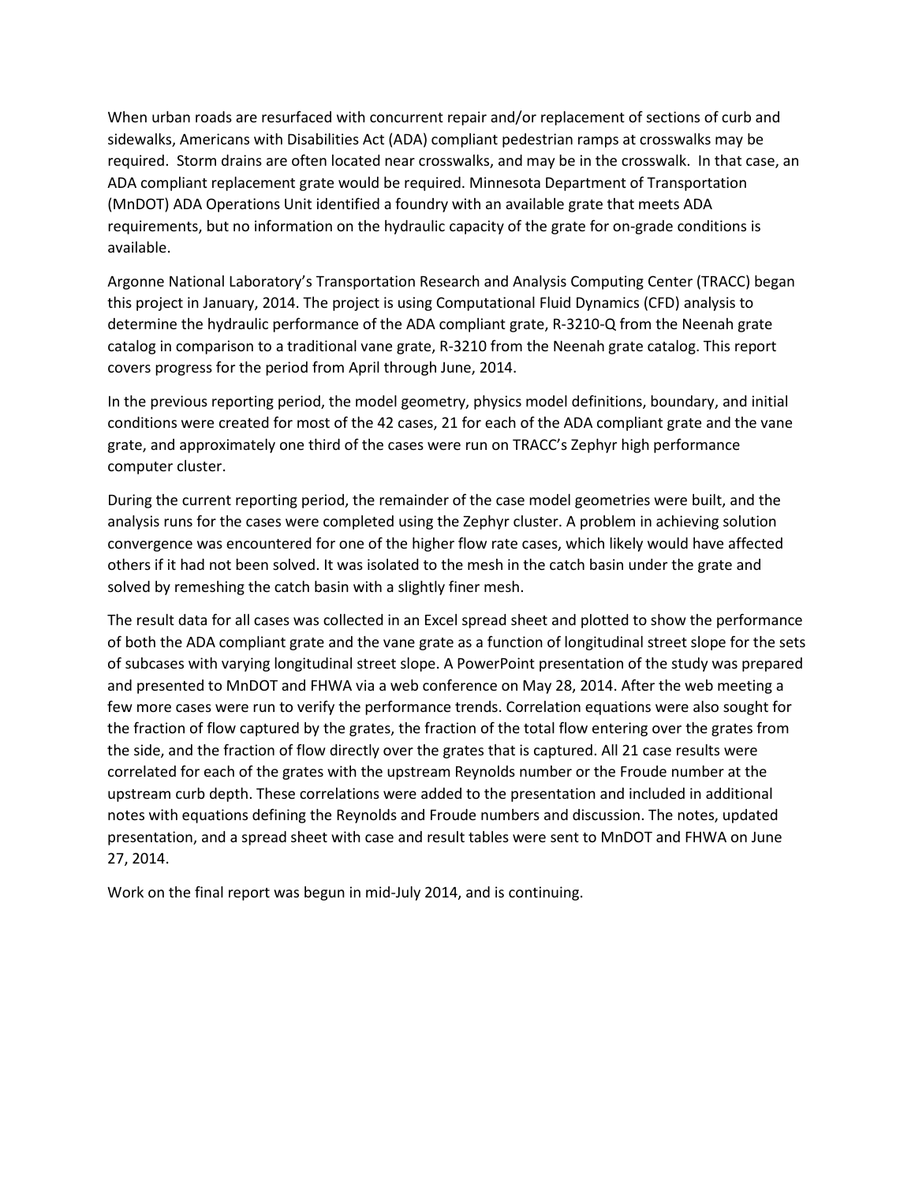When urban roads are resurfaced with concurrent repair and/or replacement of sections of curb and sidewalks, Americans with Disabilities Act (ADA) compliant pedestrian ramps at crosswalks may be required. Storm drains are often located near crosswalks, and may be in the crosswalk. In that case, an ADA compliant replacement grate would be required. Minnesota Department of Transportation (MnDOT) ADA Operations Unit identified a foundry with an available grate that meets ADA requirements, but no information on the hydraulic capacity of the grate for on-grade conditions is available.

Argonne National Laboratory's Transportation Research and Analysis Computing Center (TRACC) began this project in January, 2014. The project is using Computational Fluid Dynamics (CFD) analysis to determine the hydraulic performance of the ADA compliant grate, R-3210-Q from the Neenah grate catalog in comparison to a traditional vane grate, R-3210 from the Neenah grate catalog. This report covers progress for the period from April through June, 2014.

In the previous reporting period, the model geometry, physics model definitions, boundary, and initial conditions were created for most of the 42 cases, 21 for each of the ADA compliant grate and the vane grate, and approximately one third of the cases were run on TRACC's Zephyr high performance computer cluster.

During the current reporting period, the remainder of the case model geometries were built, and the analysis runs for the cases were completed using the Zephyr cluster. A problem in achieving solution convergence was encountered for one of the higher flow rate cases, which likely would have affected others if it had not been solved. It was isolated to the mesh in the catch basin under the grate and solved by remeshing the catch basin with a slightly finer mesh.

The result data for all cases was collected in an Excel spread sheet and plotted to show the performance of both the ADA compliant grate and the vane grate as a function of longitudinal street slope for the sets of subcases with varying longitudinal street slope. A PowerPoint presentation of the study was prepared and presented to MnDOT and FHWA via a web conference on May 28, 2014. After the web meeting a few more cases were run to verify the performance trends. Correlation equations were also sought for the fraction of flow captured by the grates, the fraction of the total flow entering over the grates from the side, and the fraction of flow directly over the grates that is captured. All 21 case results were correlated for each of the grates with the upstream Reynolds number or the Froude number at the upstream curb depth. These correlations were added to the presentation and included in additional notes with equations defining the Reynolds and Froude numbers and discussion. The notes, updated presentation, and a spread sheet with case and result tables were sent to MnDOT and FHWA on June 27, 2014.

Work on the final report was begun in mid-July 2014, and is continuing.